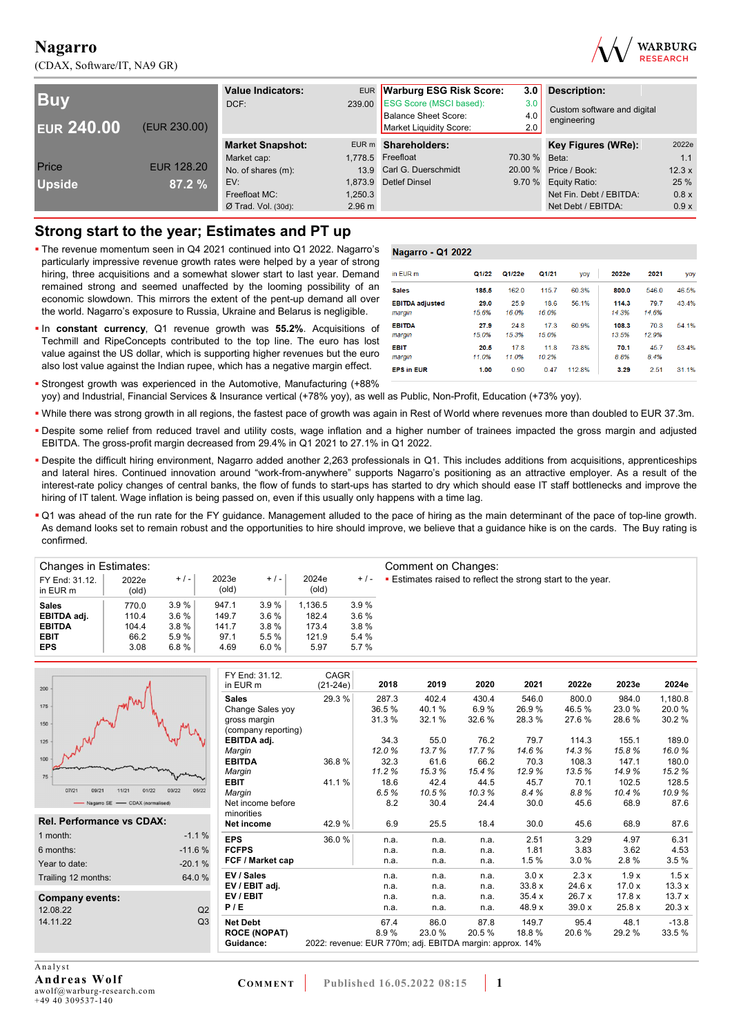# Nagarro

(CDAX, Software/IT, NA9 GR)

WARBURG RESEARCH

| **Buy** | |
|---|---|
| **EUR 240.00** | (EUR 230.00) |
| Price | EUR 128.20 |
| **Upside** | **87.2 %** |

| **Value Indicators:** | EUR |
|---|---|
| DCF: | 239.00 |

| **Warburg ESG Risk Score:** | **3.0** |
|---|---|
| ESG Score (MSCI based): | 3.0 |
| Balance Sheet Score: | 4.0 |
| Market Liquidity Score: | 2.0 |

**Description:**
Custom software and digital engineering

| **Market Snapshot:** | EUR m |
|---|---|
| Market cap: | 1,778.5 |
| No. of shares (m): | 13.9 |
| EV: | 1,873.9 |
| Freefloat MC: | 1,250.3 |
| Ø Trad. Vol. (30d): | 2.96 m |

| **Shareholders:** | |
|---|---|
| Freefloat | 70.30 % |
| Carl G. Duerschmidt | 20.00 % |
| Detlef Dinsel | 9.70 % |

| **Key Figures (WRe):** | 2022e |
|---|---|
| Beta: | 1.1 |
| Price / Book: | 12.3 x |
| Equity Ratio: | 25 % |
| Net Fin. Debt / EBITDA: | 0.8 x |
| Net Debt / EBITDA: | 0.9 x |

## Strong start to the year; Estimates and PT up

- The revenue momentum seen in Q4 2021 continued into Q1 2022. Nagarro's particularly impressive revenue growth rates were helped by a year of strong hiring, three acquisitions and a somewhat slower start to last year. Demand remained strong and seemed unaffected by the looming possibility of an economic slowdown. This mirrors the extent of the pent-up demand all over the world. Nagarro's exposure to Russia, Ukraine and Belarus is negligible.
- In **constant currency**, Q1 revenue growth was **55.2%**. Acquisitions of Techmill and RipeConcepts contributed to the top line. The euro has lost value against the US dollar, which is supporting higher revenues but the euro also lost value against the Indian rupee, which has a negative margin effect.
- Strongest growth was experienced in the Automotive, Manufacturing (+88% yoy) and Industrial, Financial Services & Insurance vertical (+78% yoy), as well as Public, Non-Profit, Education (+73% yoy).
- While there was strong growth in all regions, the fastest pace of growth was again in Rest of World where revenues more than doubled to EUR 37.3m.
- Despite some relief from reduced travel and utility costs, wage inflation and a higher number of trainees impacted the gross margin and adjusted EBITDA. The gross-profit margin decreased from 29.4% in Q1 2021 to 27.1% in Q1 2022.
- Despite the difficult hiring environment, Nagarro added another 2,263 professionals in Q1. This includes additions from acquisitions, apprenticeships and lateral hires. Continued innovation around "work-from-anywhere" supports Nagarro's positioning as an attractive employer. As a result of the interest-rate policy changes of central banks, the flow of funds to start-ups has started to dry up which should ease IT staff bottlenecks and improve the hiring of IT talent. Wage inflation is being passed on, even if this usually only happens with a time lag.
- Q1 was ahead of the run rate for the FY guidance. Management alluded to the pace of hiring as the main determinant of the pace of top-line growth. As demand looks set to remain robust and the opportunities to hire should improve, we believe that a guidance hike is on the cards. The Buy rating is confirmed.

**Nagarro - Q1 2022**

| in EUR m | Q1/22 | Q1/22e | Q1/21 | yoy | 2022e | 2021 | yoy |
|---|---|---|---|---|---|---|---|
| **Sales** | **185.5** | 162.0 | 115.7 | 60.3% | **800.0** | 546.0 | 46.5% |
| **EBITDA adjusted** | **29.0** | 25.9 | 18.6 | 56.1% | **114.3** | 79.7 | 43.4% |
| *margin* | *15.6%* | *16.0%* | *16.0%* | | *14.3%* | *14.6%* | |
| **EBITDA** | **27.9** | 24.8 | 17.3 | 60.9% | **108.3** | 70.3 | 54.1% |
| *margin* | *15.0%* | *15.3%* | *15.0%* | | *13.5%* | *12.9%* | |
| **EBIT** | **20.5** | 17.8 | 11.8 | 73.8% | **70.1** | 45.7 | 53.4% |
| *margin* | *11.0%* | *11.0%* | *10.2%* | | *8.8%* | *8.4%* | |
| **EPS in EUR** | **1.00** | 0.90 | 0.47 | 112.8% | **3.29** | 2.51 | 31.1% |

**Changes in Estimates:**

| FY End: 31.12. in EUR m | 2022e (old) | + / - | 2023e (old) | + / - | 2024e (old) | + / - |
|---|---|---|---|---|---|---|
| **Sales** | 770.0 | 3.9 % | 947.1 | 3.9 % | 1,136.5 | 3.9 % |
| **EBITDA adj.** | 110.4 | 3.6 % | 149.7 | 3.6 % | 182.4 | 3.6 % |
| **EBITDA** | 104.4 | 3.8 % | 141.7 | 3.8 % | 173.4 | 3.8 % |
| **EBIT** | 66.2 | 5.9 % | 97.1 | 5.5 % | 121.9 | 5.4 % |
| **EPS** | 3.08 | 6.8 % | 4.69 | 6.0 % | 5.97 | 5.7 % |

**Comment on Changes:**
- Estimates raised to reflect the strong start to the year.

| **Rel. Performance vs CDAX:** | |
|---|---|
| 1 month: | -1.1 % |
| 6 months: | -11.6 % |
| Year to date: | -20.1 % |
| Trailing 12 months: | 64.0 % |

| **Company events:** | |
|---|---|
| 12.08.22 | Q2 |
| 14.11.22 | Q3 |

| FY End: 31.12. in EUR m | CAGR (21-24e) | 2018 | 2019 | 2020 | 2021 | 2022e | 2023e | 2024e |
|---|---|---|---|---|---|---|---|---|
| **Sales** | 29.3 % | 287.3 | 402.4 | 430.4 | 546.0 | 800.0 | 984.0 | 1,180.8 |
| Change Sales yoy | | 36.5 % | 40.1 % | 6.9 % | 26.9 % | 46.5 % | 23.0 % | 20.0 % |
| gross margin (company reporting) | | 31.3 % | 32.1 % | 32.6 % | 28.3 % | 27.6 % | 28.6 % | 30.2 % |
| **EBITDA adj.** | | 34.3 | 55.0 | 76.2 | 79.7 | 114.3 | 155.1 | 189.0 |
| *Margin* | | *12.0 %* | *13.7 %* | *17.7 %* | *14.6 %* | *14.3 %* | *15.8 %* | *16.0 %* |
| **EBITDA** | 36.8 % | 32.3 | 61.6 | 66.2 | 70.3 | 108.3 | 147.1 | 180.0 |
| *Margin* | | *11.2 %* | *15.3 %* | *15.4 %* | *12.9 %* | *13.5 %* | *14.9 %* | *15.2 %* |
| **EBIT** | 41.1 % | 18.6 | 42.4 | 44.5 | 45.7 | 70.1 | 102.5 | 128.5 |
| *Margin* | | *6.5 %* | *10.5 %* | *10.3 %* | *8.4 %* | *8.8 %* | *10.4 %* | *10.9 %* |
| Net income before minorities | | 8.2 | 30.4 | 24.4 | 30.0 | 45.6 | 68.9 | 87.6 |
| **Net income** | 42.9 % | 6.9 | 25.5 | 18.4 | 30.0 | 45.6 | 68.9 | 87.6 |
| **EPS** | 36.0 % | n.a. | n.a. | n.a. | 2.51 | 3.29 | 4.97 | 6.31 |
| **FCFPS** | | n.a. | n.a. | n.a. | 1.81 | 3.83 | 3.62 | 4.53 |
| **FCF / Market cap** | | n.a. | n.a. | n.a. | 1.5 % | 3.0 % | 2.8 % | 3.5 % |
| **EV / Sales** | | n.a. | n.a. | n.a. | 3.0 x | 2.3 x | 1.9 x | 1.5 x |
| **EV / EBIT adj.** | | n.a. | n.a. | n.a. | 33.8 x | 24.6 x | 17.0 x | 13.3 x |
| **EV / EBIT** | | n.a. | n.a. | n.a. | 35.4 x | 26.7 x | 17.8 x | 13.7 x |
| **P / E** | | n.a. | n.a. | n.a. | 48.9 x | 39.0 x | 25.8 x | 20.3 x |
| **Net Debt** | | 67.4 | 86.0 | 87.8 | 149.7 | 95.4 | 48.1 | -13.8 |
| **ROCE (NOPAT)** | | 8.9 % | 23.0 % | 20.5 % | 18.8 % | 20.6 % | 29.2 % | 33.5 % |
| **Guidance:** | 2022: revenue: EUR 770m; adj. EBITDA margin: approx. 14% | | | | | | | |

Analyst
**Andreas Wolf**
awolf@warburg-research.com
+49 40 309537-140

COMMENT | Published 16.05.2022 08:15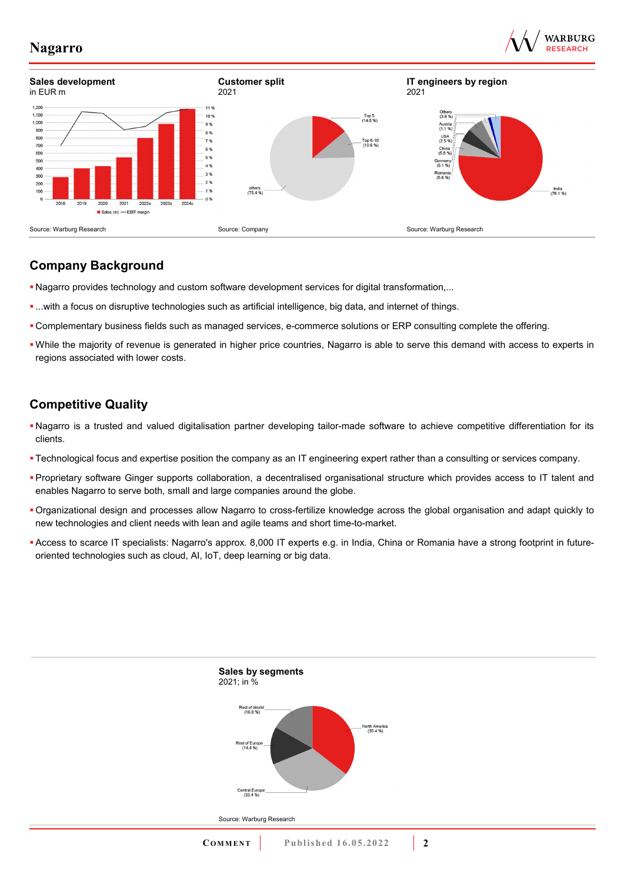**Sales development**
in EUR m

Source: Warburg Research

**Customer split**
2021

Source: Company

**IT engineers by region**
2021

Source: Warburg Research

## Company Background

- Nagarro provides technology and custom software development services for digital transformation,...
- ...with a focus on disruptive technologies such as artificial intelligence, big data, and internet of things.
- Complementary business fields such as managed services, e-commerce solutions or ERP consulting complete the offering.
- While the majority of revenue is generated in higher price countries, Nagarro is able to serve this demand with access to experts in regions associated with lower costs.

## Competitive Quality

- Nagarro is a trusted and valued digitalisation partner developing tailor-made software to achieve competitive differentiation for its clients.
- Technological focus and expertise position the company as an IT engineering expert rather than a consulting or services company.
- Proprietary software Ginger supports collaboration, a decentralised organisational structure which provides access to IT talent and enables Nagarro to serve both, small and large companies around the globe.
- Organizational design and processes allow Nagarro to cross-fertilize knowledge across the global organisation and adapt quickly to new technologies and client needs with lean and agile teams and short time-to-market.
- Access to scarce IT specialists: Nagarro's approx. 8,000 IT experts e.g. in India, China or Romania have a strong footprint in future-oriented technologies such as cloud, AI, IoT, deep learning or big data.

**Sales by segments**
2021; in %

Source: Warburg Research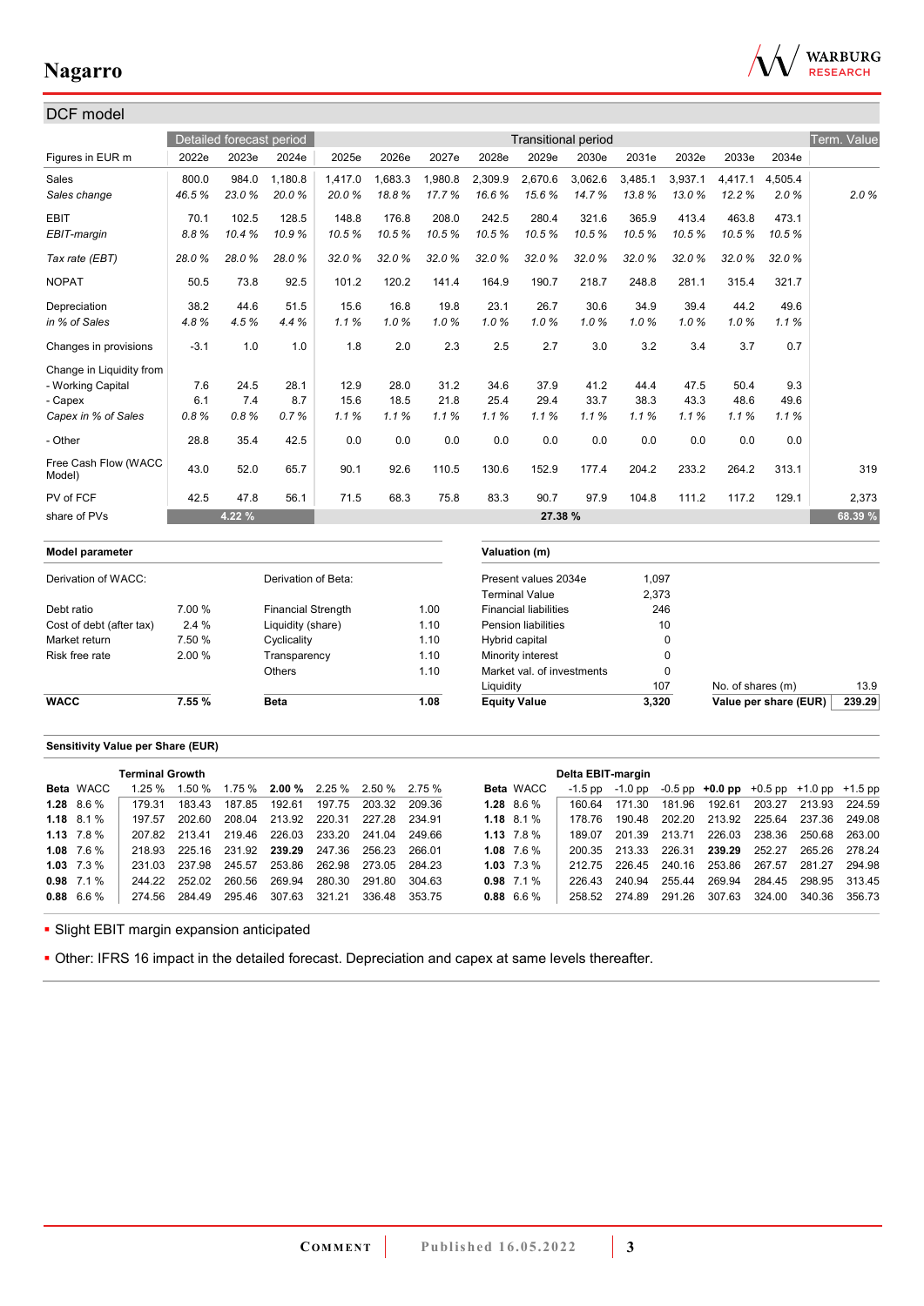## DCF model

| Figures in EUR m | Detailed forecast period | | | Transitional period | | | | | | | | | | Term. Value |
|---|---|---|---|---|---|---|---|---|---|---|---|---|---|---|
| | 2022e | 2023e | 2024e | 2025e | 2026e | 2027e | 2028e | 2029e | 2030e | 2031e | 2032e | 2033e | 2034e | |
| Sales | 800.0 | 984.0 | 1,180.8 | 1,417.0 | 1,683.3 | 1,980.8 | 2,309.9 | 2,670.6 | 3,062.6 | 3,485.1 | 3,937.1 | 4,417.1 | 4,505.4 | |
| *Sales change* | *46.5 %* | *23.0 %* | *20.0 %* | *20.0 %* | *18.8 %* | *17.7 %* | *16.6 %* | *15.6 %* | *14.7 %* | *13.8 %* | *13.0 %* | *12.2 %* | *2.0 %* | *2.0 %* |
| EBIT | 70.1 | 102.5 | 128.5 | 148.8 | 176.8 | 208.0 | 242.5 | 280.4 | 321.6 | 365.9 | 413.4 | 463.8 | 473.1 | |
| *EBIT-margin* | *8.8 %* | *10.4 %* | *10.9 %* | *10.5 %* | *10.5 %* | *10.5 %* | *10.5 %* | *10.5 %* | *10.5 %* | *10.5 %* | *10.5 %* | *10.5 %* | *10.5 %* | |
| *Tax rate (EBT)* | *28.0 %* | *28.0 %* | *28.0 %* | *32.0 %* | *32.0 %* | *32.0 %* | *32.0 %* | *32.0 %* | *32.0 %* | *32.0 %* | *32.0 %* | *32.0 %* | *32.0 %* | |
| NOPAT | 50.5 | 73.8 | 92.5 | 101.2 | 120.2 | 141.4 | 164.9 | 190.7 | 218.7 | 248.8 | 281.1 | 315.4 | 321.7 | |
| Depreciation | 38.2 | 44.6 | 51.5 | 15.6 | 16.8 | 19.8 | 23.1 | 26.7 | 30.6 | 34.9 | 39.4 | 44.2 | 49.6 | |
| *in % of Sales* | *4.8 %* | *4.5 %* | *4.4 %* | *1.1 %* | *1.0 %* | *1.0 %* | *1.0 %* | *1.0 %* | *1.0 %* | *1.0 %* | *1.0 %* | *1.0 %* | *1.1 %* | |
| Changes in provisions | -3.1 | 1.0 | 1.0 | 1.8 | 2.0 | 2.3 | 2.5 | 2.7 | 3.0 | 3.2 | 3.4 | 3.7 | 0.7 | |
| Change in Liquidity from | | | | | | | | | | | | | | |
| - Working Capital | 7.6 | 24.5 | 28.1 | 12.9 | 28.0 | 31.2 | 34.6 | 37.9 | 41.2 | 44.4 | 47.5 | 50.4 | 9.3 | |
| - Capex | 6.1 | 7.4 | 8.7 | 15.6 | 18.5 | 21.8 | 25.4 | 29.4 | 33.7 | 38.3 | 43.3 | 48.6 | 49.6 | |
| *Capex in % of Sales* | *0.8 %* | *0.8 %* | *0.7 %* | *1.1 %* | *1.1 %* | *1.1 %* | *1.1 %* | *1.1 %* | *1.1 %* | *1.1 %* | *1.1 %* | *1.1 %* | *1.1 %* | |
| - Other | 28.8 | 35.4 | 42.5 | 0.0 | 0.0 | 0.0 | 0.0 | 0.0 | 0.0 | 0.0 | 0.0 | 0.0 | 0.0 | |
| Free Cash Flow (WACC Model) | 43.0 | 52.0 | 65.7 | 90.1 | 92.6 | 110.5 | 130.6 | 152.9 | 177.4 | 204.2 | 233.2 | 264.2 | 313.1 | 319 |
| PV of FCF | 42.5 | 47.8 | 56.1 | 71.5 | 68.3 | 75.8 | 83.3 | 90.7 | 97.9 | 104.8 | 111.2 | 117.2 | 129.1 | 2,373 |
| share of PVs | | 4.22 % | | | | | | 27.38 % | | | | | | 68.39 % |

| Model parameter | | | |
|---|---|---|---|
| Derivation of WACC: | | Derivation of Beta: | |
| Debt ratio | 7.00 % | Financial Strength | 1.00 |
| Cost of debt (after tax) | 2.4 % | Liquidity (share) | 1.10 |
| Market return | 7.50 % | Cyclicality | 1.10 |
| Risk free rate | 2.00 % | Transparency | 1.10 |
| | | Others | 1.10 |
| **WACC** | **7.55 %** | **Beta** | **1.08** |

| Valuation (m) | | | |
|---|---|---|---|
| Present values 2034e | 1,097 | | |
| Terminal Value | 2,373 | | |
| Financial liabilities | 246 | | |
| Pension liabilities | 10 | | |
| Hybrid capital | 0 | | |
| Minority interest | 0 | | |
| Market val. of investments | 0 | | |
| Liquidity | 107 | No. of shares (m) | 13.9 |
| **Equity Value** | **3,320** | **Value per share (EUR)** | **239.29** |

### Sensitivity Value per Share (EUR)

| Beta | WACC | Terminal Growth 1.25 % | 1.50 % | 1.75 % | **2.00 %** | 2.25 % | 2.50 % | 2.75 % |
|---|---|---|---|---|---|---|---|---|
| **1.28** | 8.6 % | 179.31 | 183.43 | 187.85 | 192.61 | 197.75 | 203.32 | 209.36 |
| **1.18** | 8.1 % | 197.57 | 202.60 | 208.04 | 213.92 | 220.31 | 227.28 | 234.91 |
| **1.13** | 7.8 % | 207.82 | 213.41 | 219.46 | 226.03 | 233.20 | 241.04 | 249.66 |
| **1.08** | 7.6 % | 218.93 | 225.16 | 231.92 | **239.29** | 247.36 | 256.23 | 266.01 |
| **1.03** | 7.3 % | 231.03 | 237.98 | 245.57 | 253.86 | 262.98 | 273.05 | 284.23 |
| **0.98** | 7.1 % | 244.22 | 252.02 | 260.56 | 269.94 | 280.30 | 291.80 | 304.63 |
| **0.88** | 6.6 % | 274.56 | 284.49 | 295.46 | 307.63 | 321.21 | 336.48 | 353.75 |

| Beta | WACC | Delta EBIT-margin -1.5 pp | -1.0 pp | -0.5 pp | **+0.0 pp** | +0.5 pp | +1.0 pp | +1.5 pp |
|---|---|---|---|---|---|---|---|---|
| **1.28** | 8.6 % | 160.64 | 171.30 | 181.96 | 192.61 | 203.27 | 213.93 | 224.59 |
| **1.18** | 8.1 % | 178.76 | 190.48 | 202.20 | 213.92 | 225.64 | 237.36 | 249.08 |
| **1.13** | 7.8 % | 189.07 | 201.39 | 213.71 | 226.03 | 238.36 | 250.68 | 263.00 |
| **1.08** | 7.6 % | 200.35 | 213.33 | 226.31 | **239.29** | 252.27 | 265.26 | 278.24 |
| **1.03** | 7.3 % | 212.75 | 226.45 | 240.16 | 253.86 | 267.57 | 281.27 | 294.98 |
| **0.98** | 7.1 % | 226.43 | 240.94 | 255.44 | 269.94 | 284.45 | 298.95 | 313.45 |
| **0.88** | 6.6 % | 258.52 | 274.89 | 291.26 | 307.63 | 324.00 | 340.36 | 356.73 |

- Slight EBIT margin expansion anticipated
- Other: IFRS 16 impact in the detailed forecast. Depreciation and capex at same levels thereafter.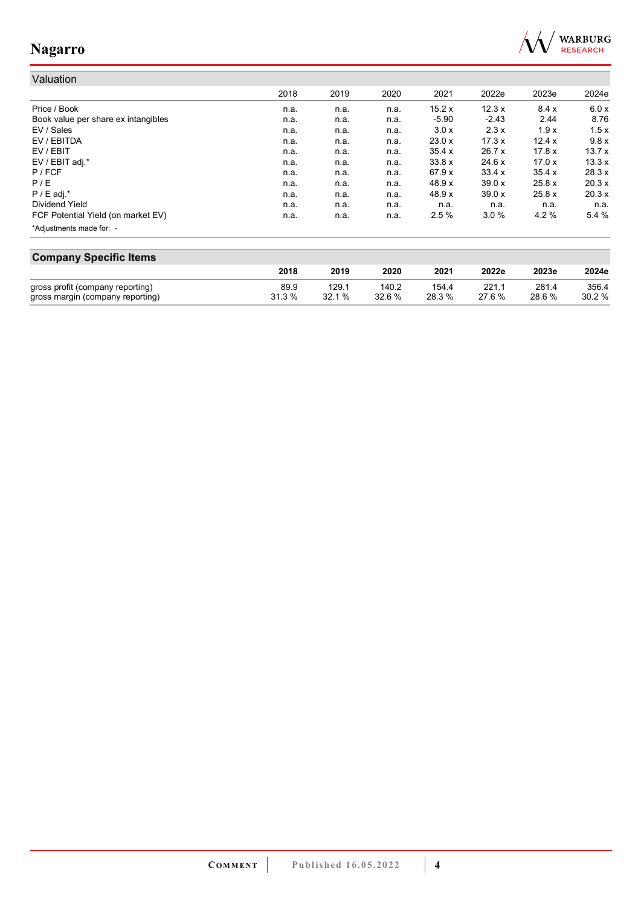## Valuation

| | 2018 | 2019 | 2020 | 2021 | 2022e | 2023e | 2024e |
|---|---|---|---|---|---|---|---|
| Price / Book | n.a. | n.a. | n.a. | 15.2 x | 12.3 x | 8.4 x | 6.0 x |
| Book value per share ex intangibles | n.a. | n.a. | n.a. | -5.90 | -2.43 | 2.44 | 8.76 |
| EV / Sales | n.a. | n.a. | n.a. | 3.0 x | 2.3 x | 1.9 x | 1.5 x |
| EV / EBITDA | n.a. | n.a. | n.a. | 23.0 x | 17.3 x | 12.4 x | 9.8 x |
| EV / EBIT | n.a. | n.a. | n.a. | 35.4 x | 26.7 x | 17.8 x | 13.7 x |
| EV / EBIT adj.* | n.a. | n.a. | n.a. | 33.8 x | 24.6 x | 17.0 x | 13.3 x |
| P / FCF | n.a. | n.a. | n.a. | 67.9 x | 33.4 x | 35.4 x | 28.3 x |
| P / E | n.a. | n.a. | n.a. | 48.9 x | 39.0 x | 25.8 x | 20.3 x |
| P / E adj.* | n.a. | n.a. | n.a. | 48.9 x | 39.0 x | 25.8 x | 20.3 x |
| Dividend Yield | n.a. | n.a. | n.a. | n.a. | n.a. | n.a. | n.a. |
| FCF Potential Yield (on market EV) | n.a. | n.a. | n.a. | 2.5 % | 3.0 % | 4.2 % | 5.4 % |

*Adjustments made for: -

## Company Specific Items

| | 2018 | 2019 | 2020 | 2021 | 2022e | 2023e | 2024e |
|---|---|---|---|---|---|---|---|
| gross profit (company reporting) | 89.9 | 129.1 | 140.2 | 154.4 | 221.1 | 281.4 | 356.4 |
| gross margin (company reporting) | 31.3 % | 32.1 % | 32.6 % | 28.3 % | 27.6 % | 28.6 % | 30.2 % |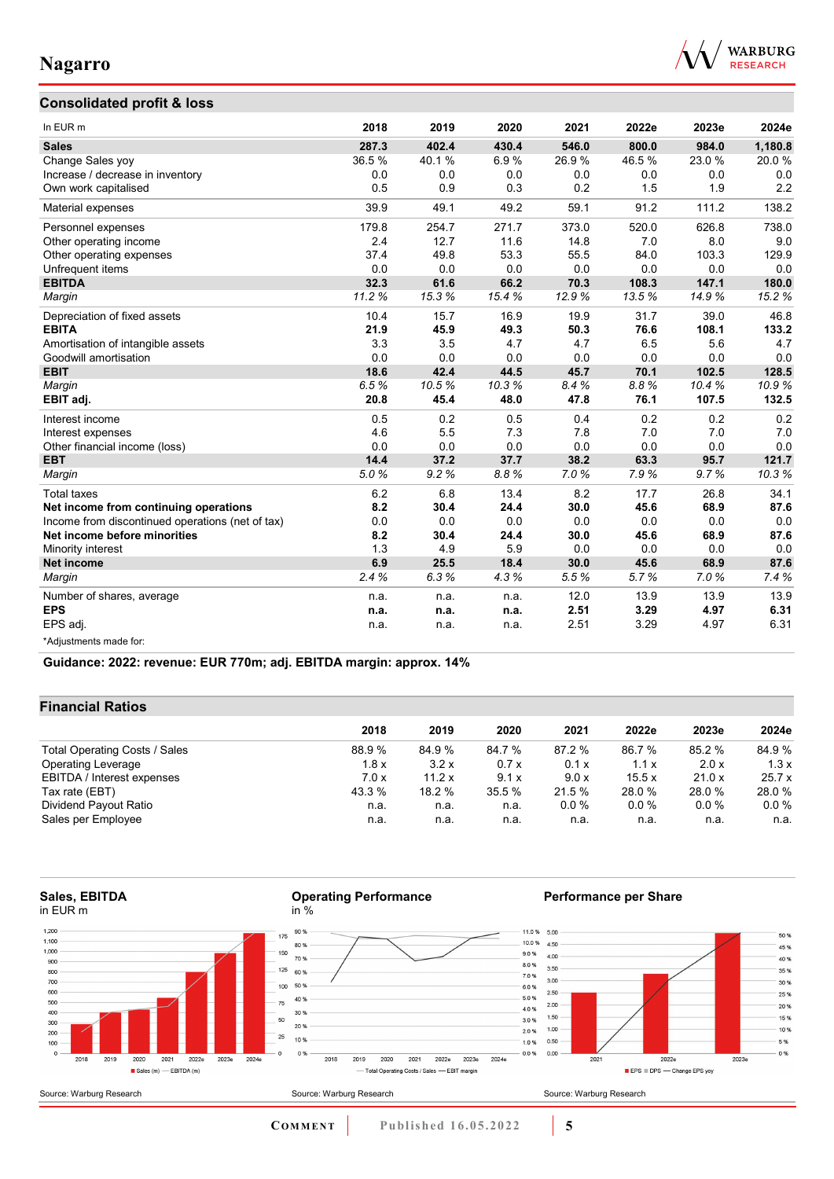## Consolidated profit & loss

| In EUR m | 2018 | 2019 | 2020 | 2021 | 2022e | 2023e | 2024e |
|---|---|---|---|---|---|---|---|
| **Sales** | **287.3** | **402.4** | **430.4** | **546.0** | **800.0** | **984.0** | **1,180.8** |
| Change Sales yoy | 36.5 % | 40.1 % | 6.9 % | 26.9 % | 46.5 % | 23.0 % | 20.0 % |
| Increase / decrease in inventory | 0.0 | 0.0 | 0.0 | 0.0 | 0.0 | 0.0 | 0.0 |
| Own work capitalised | 0.5 | 0.9 | 0.3 | 0.2 | 1.5 | 1.9 | 2.2 |
| Material expenses | 39.9 | 49.1 | 49.2 | 59.1 | 91.2 | 111.2 | 138.2 |
| Personnel expenses | 179.8 | 254.7 | 271.7 | 373.0 | 520.0 | 626.8 | 738.0 |
| Other operating income | 2.4 | 12.7 | 11.6 | 14.8 | 7.0 | 8.0 | 9.0 |
| Other operating expenses | 37.4 | 49.8 | 53.3 | 55.5 | 84.0 | 103.3 | 129.9 |
| Unfrequent items | 0.0 | 0.0 | 0.0 | 0.0 | 0.0 | 0.0 | 0.0 |
| **EBITDA** | **32.3** | **61.6** | **66.2** | **70.3** | **108.3** | **147.1** | **180.0** |
| *Margin* | *11.2 %* | *15.3 %* | *15.4 %* | *12.9 %* | *13.5 %* | *14.9 %* | *15.2 %* |
| Depreciation of fixed assets | 10.4 | 15.7 | 16.9 | 19.9 | 31.7 | 39.0 | 46.8 |
| **EBITA** | **21.9** | **45.9** | **49.3** | **50.3** | **76.6** | **108.1** | **133.2** |
| Amortisation of intangible assets | 3.3 | 3.5 | 4.7 | 4.7 | 6.5 | 5.6 | 4.7 |
| Goodwill amortisation | 0.0 | 0.0 | 0.0 | 0.0 | 0.0 | 0.0 | 0.0 |
| **EBIT** | **18.6** | **42.4** | **44.5** | **45.7** | **70.1** | **102.5** | **128.5** |
| *Margin* | *6.5 %* | *10.5 %* | *10.3 %* | *8.4 %* | *8.8 %* | *10.4 %* | *10.9 %* |
| **EBIT adj.** | **20.8** | **45.4** | **48.0** | **47.8** | **76.1** | **107.5** | **132.5** |
| Interest income | 0.5 | 0.2 | 0.5 | 0.4 | 0.2 | 0.2 | 0.2 |
| Interest expenses | 4.6 | 5.5 | 7.3 | 7.8 | 7.0 | 7.0 | 7.0 |
| Other financial income (loss) | 0.0 | 0.0 | 0.0 | 0.0 | 0.0 | 0.0 | 0.0 |
| **EBT** | **14.4** | **37.2** | **37.7** | **38.2** | **63.3** | **95.7** | **121.7** |
| *Margin* | *5.0 %* | *9.2 %* | *8.8 %* | *7.0 %* | *7.9 %* | *9.7 %* | *10.3 %* |
| Total taxes | 6.2 | 6.8 | 13.4 | 8.2 | 17.7 | 26.8 | 34.1 |
| **Net income from continuing operations** | **8.2** | **30.4** | **24.4** | **30.0** | **45.6** | **68.9** | **87.6** |
| Income from discontinued operations (net of tax) | 0.0 | 0.0 | 0.0 | 0.0 | 0.0 | 0.0 | 0.0 |
| **Net income before minorities** | **8.2** | **30.4** | **24.4** | **30.0** | **45.6** | **68.9** | **87.6** |
| Minority interest | 1.3 | 4.9 | 5.9 | 0.0 | 0.0 | 0.0 | 0.0 |
| **Net income** | **6.9** | **25.5** | **18.4** | **30.0** | **45.6** | **68.9** | **87.6** |
| *Margin* | *2.4 %* | *6.3 %* | *4.3 %* | *5.5 %* | *5.7 %* | *7.0 %* | *7.4 %* |
| Number of shares, average | n.a. | n.a. | n.a. | 12.0 | 13.9 | 13.9 | 13.9 |
| **EPS** | **n.a.** | **n.a.** | **n.a.** | **2.51** | **3.29** | **4.97** | **6.31** |
| EPS adj. | n.a. | n.a. | n.a. | 2.51 | 3.29 | 4.97 | 6.31 |

*Adjustments made for:

**Guidance: 2022: revenue: EUR 770m; adj. EBITDA margin: approx. 14%**

## Financial Ratios

| | 2018 | 2019 | 2020 | 2021 | 2022e | 2023e | 2024e |
|---|---|---|---|---|---|---|---|
| Total Operating Costs / Sales | 88.9 % | 84.9 % | 84.7 % | 87.2 % | 86.7 % | 85.2 % | 84.9 % |
| Operating Leverage | 1.8 x | 3.2 x | 0.7 x | 0.1 x | 1.1 x | 2.0 x | 1.3 x |
| EBITDA / Interest expenses | 7.0 x | 11.2 x | 9.1 x | 9.0 x | 15.5 x | 21.0 x | 25.7 x |
| Tax rate (EBT) | 43.3 % | 18.2 % | 35.5 % | 21.5 % | 28.0 % | 28.0 % | 28.0 % |
| Dividend Payout Ratio | n.a. | n.a. | n.a. | 0.0 % | 0.0 % | 0.0 % | 0.0 % |
| Sales per Employee | n.a. | n.a. | n.a. | n.a. | n.a. | n.a. | n.a. |

**Sales, EBITDA**
in EUR m

Source: Warburg Research

**Operating Performance**
in %

Source: Warburg Research

**Performance per Share**

Source: Warburg Research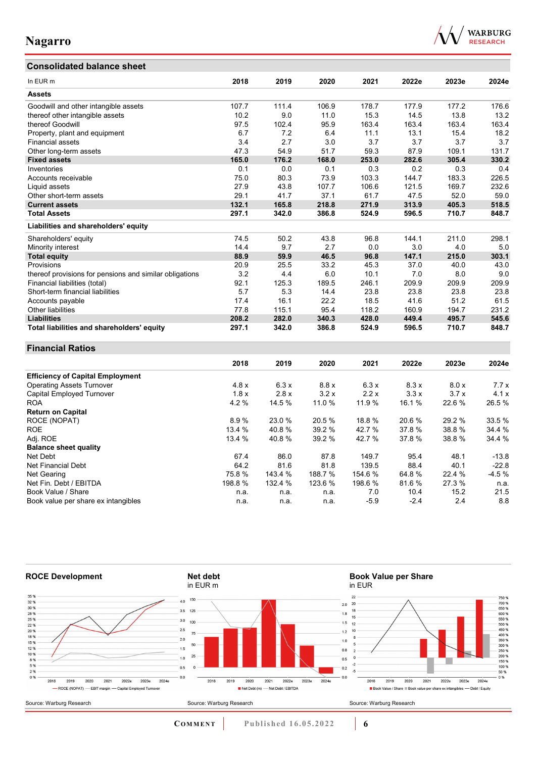## Consolidated balance sheet

| In EUR m | 2018 | 2019 | 2020 | 2021 | 2022e | 2023e | 2024e |
|---|---|---|---|---|---|---|---|
| **Assets** | | | | | | | |
| Goodwill and other intangible assets | 107.7 | 111.4 | 106.9 | 178.7 | 177.9 | 177.2 | 176.6 |
| thereof other intangible assets | 10.2 | 9.0 | 11.0 | 15.3 | 14.5 | 13.8 | 13.2 |
| thereof Goodwill | 97.5 | 102.4 | 95.9 | 163.4 | 163.4 | 163.4 | 163.4 |
| Property, plant and equipment | 6.7 | 7.2 | 6.4 | 11.1 | 13.1 | 15.4 | 18.2 |
| Financial assets | 3.4 | 2.7 | 3.0 | 3.7 | 3.7 | 3.7 | 3.7 |
| Other long-term assets | 47.3 | 54.9 | 51.7 | 59.3 | 87.9 | 109.1 | 131.7 |
| **Fixed assets** | **165.0** | **176.2** | **168.0** | **253.0** | **282.6** | **305.4** | **330.2** |
| Inventories | 0.1 | 0.0 | 0.1 | 0.3 | 0.2 | 0.3 | 0.4 |
| Accounts receivable | 75.0 | 80.3 | 73.9 | 103.3 | 144.7 | 183.3 | 226.5 |
| Liquid assets | 27.9 | 43.8 | 107.7 | 106.6 | 121.5 | 169.7 | 232.6 |
| Other short-term assets | 29.1 | 41.7 | 37.1 | 61.7 | 47.5 | 52.0 | 59.0 |
| **Current assets** | **132.1** | **165.8** | **218.8** | **271.9** | **313.9** | **405.3** | **518.5** |
| **Total Assets** | **297.1** | **342.0** | **386.8** | **524.9** | **596.5** | **710.7** | **848.7** |
| **Liabilities and shareholders' equity** | | | | | | | |
| Shareholders' equity | 74.5 | 50.2 | 43.8 | 96.8 | 144.1 | 211.0 | 298.1 |
| Minority interest | 14.4 | 9.7 | 2.7 | 0.0 | 3.0 | 4.0 | 5.0 |
| **Total equity** | **88.9** | **59.9** | **46.5** | **96.8** | **147.1** | **215.0** | **303.1** |
| Provisions | 20.9 | 25.5 | 33.2 | 45.3 | 37.0 | 40.0 | 43.0 |
| thereof provisions for pensions and similar obligations | 3.2 | 4.4 | 6.0 | 10.1 | 7.0 | 8.0 | 9.0 |
| Financial liabilities (total) | 92.1 | 125.3 | 189.5 | 246.1 | 209.9 | 209.9 | 209.9 |
| Short-term financial liabilities | 5.7 | 5.3 | 14.4 | 23.8 | 23.8 | 23.8 | 23.8 |
| Accounts payable | 17.4 | 16.1 | 22.2 | 18.5 | 41.6 | 51.2 | 61.5 |
| Other liabilities | 77.8 | 115.1 | 95.4 | 118.2 | 160.9 | 194.7 | 231.2 |
| **Liabilities** | **208.2** | **282.0** | **340.3** | **428.0** | **449.4** | **495.7** | **545.6** |
| **Total liabilities and shareholders' equity** | **297.1** | **342.0** | **386.8** | **524.9** | **596.5** | **710.7** | **848.7** |

## Financial Ratios

| | 2018 | 2019 | 2020 | 2021 | 2022e | 2023e | 2024e |
|---|---|---|---|---|---|---|---|
| **Efficiency of Capital Employment** | | | | | | | |
| Operating Assets Turnover | 4.8 x | 6.3 x | 8.8 x | 6.3 x | 8.3 x | 8.0 x | 7.7 x |
| Capital Employed Turnover | 1.8 x | 2.8 x | 3.2 x | 2.2 x | 3.3 x | 3.7 x | 4.1 x |
| ROA | 4.2 % | 14.5 % | 11.0 % | 11.9 % | 16.1 % | 22.6 % | 26.5 % |
| **Return on Capital** | | | | | | | |
| ROCE (NOPAT) | 8.9 % | 23.0 % | 20.5 % | 18.8 % | 20.6 % | 29.2 % | 33.5 % |
| ROE | 13.4 % | 40.8 % | 39.2 % | 42.7 % | 37.8 % | 38.8 % | 34.4 % |
| Adj. ROE | 13.4 % | 40.8 % | 39.2 % | 42.7 % | 37.8 % | 38.8 % | 34.4 % |
| **Balance sheet quality** | | | | | | | |
| Net Debt | 67.4 | 86.0 | 87.8 | 149.7 | 95.4 | 48.1 | -13.8 |
| Net Financial Debt | 64.2 | 81.6 | 81.8 | 139.5 | 88.4 | 40.1 | -22.8 |
| Net Gearing | 75.8 % | 143.4 % | 188.7 % | 154.6 % | 64.8 % | 22.4 % | -4.5 % |
| Net Fin. Debt / EBITDA | 198.8 % | 132.4 % | 123.6 % | 198.6 % | 81.6 % | 27.3 % | n.a. |
| Book Value / Share | n.a. | n.a. | n.a. | 7.0 | 10.4 | 15.2 | 21.5 |
| Book value per share ex intangibles | n.a. | n.a. | n.a. | -5.9 | -2.4 | 2.4 | 8.8 |

**ROCE Development**

Source: Warburg Research

**Net debt**
in EUR m

Source: Warburg Research

**Book Value per Share**
in EUR

Source: Warburg Research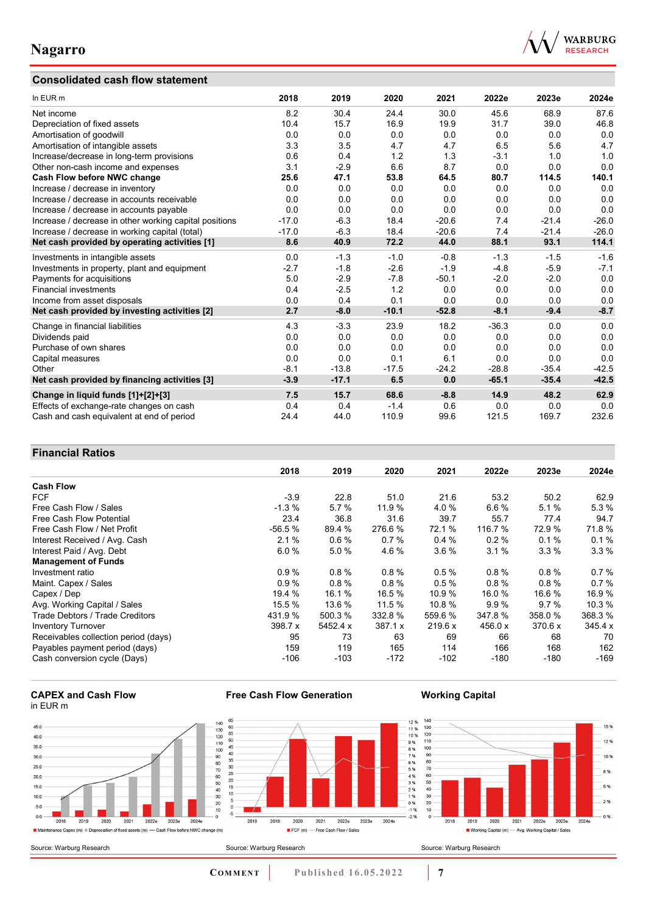## Consolidated cash flow statement

| In EUR m | 2018 | 2019 | 2020 | 2021 | 2022e | 2023e | 2024e |
|---|---|---|---|---|---|---|---|
| Net income | 8.2 | 30.4 | 24.4 | 30.0 | 45.6 | 68.9 | 87.6 |
| Depreciation of fixed assets | 10.4 | 15.7 | 16.9 | 19.9 | 31.7 | 39.0 | 46.8 |
| Amortisation of goodwill | 0.0 | 0.0 | 0.0 | 0.0 | 0.0 | 0.0 | 0.0 |
| Amortisation of intangible assets | 3.3 | 3.5 | 4.7 | 4.7 | 6.5 | 5.6 | 4.7 |
| Increase/decrease in long-term provisions | 0.6 | 0.4 | 1.2 | 1.3 | -3.1 | 1.0 | 1.0 |
| Other non-cash income and expenses | 3.1 | -2.9 | 6.6 | 8.7 | 0.0 | 0.0 | 0.0 |
| **Cash Flow before NWC change** | **25.6** | **47.1** | **53.8** | **64.5** | **80.7** | **114.5** | **140.1** |
| Increase / decrease in inventory | 0.0 | 0.0 | 0.0 | 0.0 | 0.0 | 0.0 | 0.0 |
| Increase / decrease in accounts receivable | 0.0 | 0.0 | 0.0 | 0.0 | 0.0 | 0.0 | 0.0 |
| Increase / decrease in accounts payable | 0.0 | 0.0 | 0.0 | 0.0 | 0.0 | 0.0 | 0.0 |
| Increase / decrease in other working capital positions | -17.0 | -6.3 | 18.4 | -20.6 | 7.4 | -21.4 | -26.0 |
| Increase / decrease in working capital (total) | -17.0 | -6.3 | 18.4 | -20.6 | 7.4 | -21.4 | -26.0 |
| **Net cash provided by operating activities [1]** | **8.6** | **40.9** | **72.2** | **44.0** | **88.1** | **93.1** | **114.1** |
| Investments in intangible assets | 0.0 | -1.3 | -1.0 | -0.8 | -1.3 | -1.5 | -1.6 |
| Investments in property, plant and equipment | -2.7 | -1.8 | -2.6 | -1.9 | -4.8 | -5.9 | -7.1 |
| Payments for acquisitions | 5.0 | -2.9 | -7.8 | -50.1 | -2.0 | -2.0 | 0.0 |
| Financial investments | 0.4 | -2.5 | 1.2 | 0.0 | 0.0 | 0.0 | 0.0 |
| Income from asset disposals | 0.0 | 0.4 | 0.1 | 0.0 | 0.0 | 0.0 | 0.0 |
| **Net cash provided by investing activities [2]** | **2.7** | **-8.0** | **-10.1** | **-52.8** | **-8.1** | **-9.4** | **-8.7** |
| Change in financial liabilities | 4.3 | -3.3 | 23.9 | 18.2 | -36.3 | 0.0 | 0.0 |
| Dividends paid | 0.0 | 0.0 | 0.0 | 0.0 | 0.0 | 0.0 | 0.0 |
| Purchase of own shares | 0.0 | 0.0 | 0.0 | 0.0 | 0.0 | 0.0 | 0.0 |
| Capital measures | 0.0 | 0.0 | 0.1 | 6.1 | 0.0 | 0.0 | 0.0 |
| Other | -8.1 | -13.8 | -17.5 | -24.2 | -28.8 | -35.4 | -42.5 |
| **Net cash provided by financing activities [3]** | **-3.9** | **-17.1** | **6.5** | **0.0** | **-65.1** | **-35.4** | **-42.5** |
| **Change in liquid funds [1]+[2]+[3]** | **7.5** | **15.7** | **68.6** | **-8.8** | **14.9** | **48.2** | **62.9** |
| Effects of exchange-rate changes on cash | 0.4 | 0.4 | -1.4 | 0.6 | 0.0 | 0.0 | 0.0 |
| Cash and cash equivalent at end of period | 24.4 | 44.0 | 110.9 | 99.6 | 121.5 | 169.7 | 232.6 |

## Financial Ratios

| | 2018 | 2019 | 2020 | 2021 | 2022e | 2023e | 2024e |
|---|---|---|---|---|---|---|---|
| **Cash Flow** | | | | | | | |
| FCF | -3.9 | 22.8 | 51.0 | 21.6 | 53.2 | 50.2 | 62.9 |
| Free Cash Flow / Sales | -1.3 % | 5.7 % | 11.9 % | 4.0 % | 6.6 % | 5.1 % | 5.3 % |
| Free Cash Flow Potential | 23.4 | 36.8 | 31.6 | 39.7 | 55.7 | 77.4 | 94.7 |
| Free Cash Flow / Net Profit | -56.5 % | 89.4 % | 276.6 % | 72.1 % | 116.7 % | 72.9 % | 71.8 % |
| Interest Received / Avg. Cash | 2.1 % | 0.6 % | 0.7 % | 0.4 % | 0.2 % | 0.1 % | 0.1 % |
| Interest Paid / Avg. Debt | 6.0 % | 5.0 % | 4.6 % | 3.6 % | 3.1 % | 3.3 % | 3.3 % |
| **Management of Funds** | | | | | | | |
| Investment ratio | 0.9 % | 0.8 % | 0.8 % | 0.5 % | 0.8 % | 0.8 % | 0.7 % |
| Maint. Capex / Sales | 0.9 % | 0.8 % | 0.8 % | 0.5 % | 0.8 % | 0.8 % | 0.7 % |
| Capex / Dep | 19.4 % | 16.1 % | 16.5 % | 10.9 % | 16.0 % | 16.6 % | 16.9 % |
| Avg. Working Capital / Sales | 15.5 % | 13.6 % | 11.5 % | 10.8 % | 9.9 % | 9.7 % | 10.3 % |
| Trade Debtors / Trade Creditors | 431.9 % | 500.3 % | 332.8 % | 559.6 % | 347.8 % | 358.0 % | 368.3 % |
| Inventory Turnover | 398.7 x | 5452.4 x | 387.1 x | 219.6 x | 456.0 x | 370.6 x | 345.4 x |
| Receivables collection period (days) | 95 | 73 | 63 | 69 | 66 | 68 | 70 |
| Payables payment period (days) | 159 | 119 | 165 | 114 | 166 | 168 | 162 |
| Cash conversion cycle (Days) | -106 | -103 | -172 | -102 | -180 | -180 | -169 |

**CAPEX and Cash Flow**
in EUR m

Maintenance Capex (m) | Depreciation of fixed assets (m) | Cash Flow before NWC change (m)

Source: Warburg Research

**Free Cash Flow Generation**

FCF (m) | Free Cash Flow / Sales

Source: Warburg Research

**Working Capital**

Working Capital (m) | Avg. Working Capital / Sales

Source: Warburg Research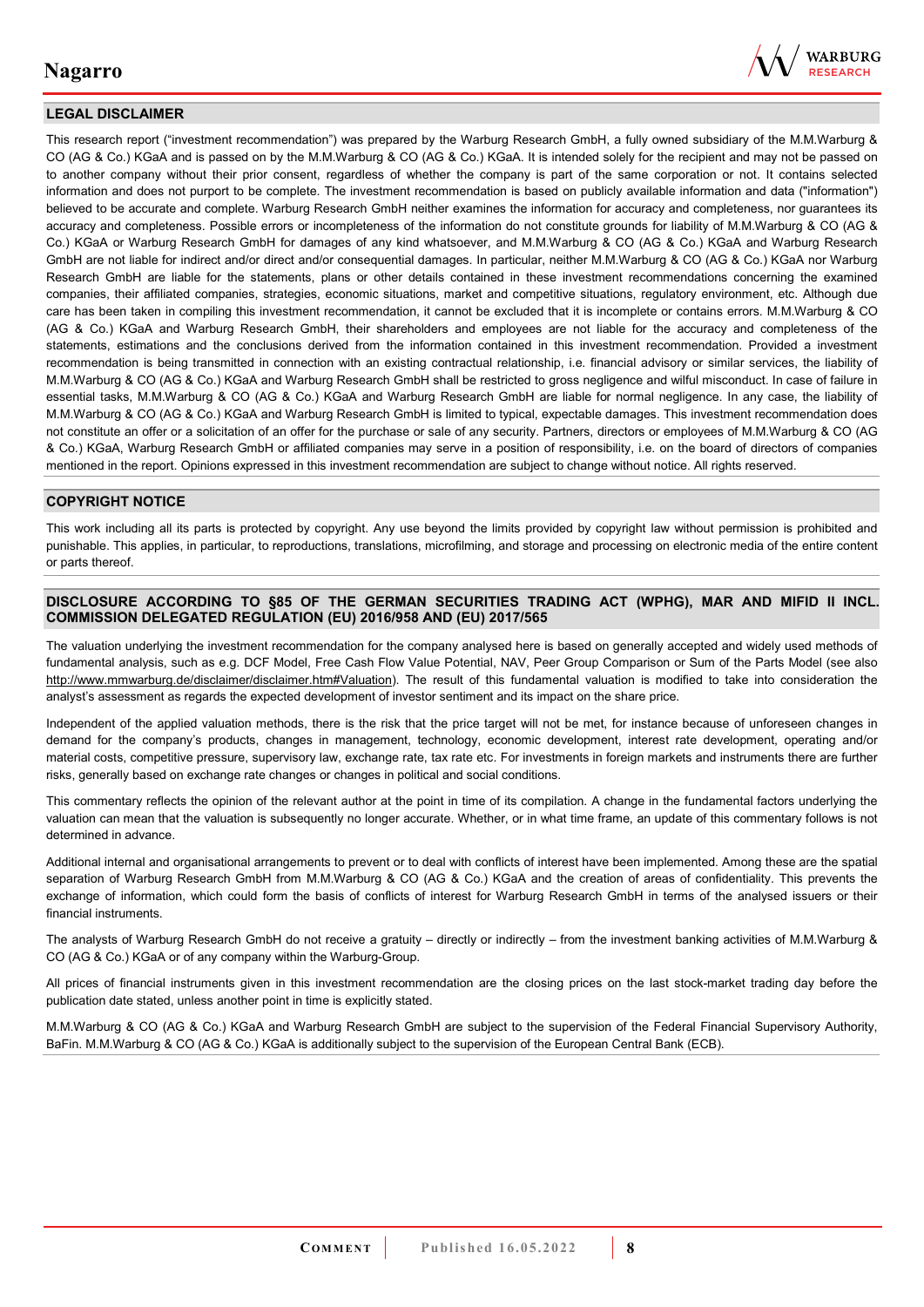## LEGAL DISCLAIMER

This research report ("investment recommendation") was prepared by the Warburg Research GmbH, a fully owned subsidiary of the M.M.Warburg & CO (AG & Co.) KGaA and is passed on by the M.M.Warburg & CO (AG & Co.) KGaA. It is intended solely for the recipient and may not be passed on to another company without their prior consent, regardless of whether the company is part of the same corporation or not. It contains selected information and does not purport to be complete. The investment recommendation is based on publicly available information and data ("information") believed to be accurate and complete. Warburg Research GmbH neither examines the information for accuracy and completeness, nor guarantees its accuracy and completeness. Possible errors or incompleteness of the information do not constitute grounds for liability of M.M.Warburg & CO (AG & Co.) KGaA or Warburg Research GmbH for damages of any kind whatsoever, and M.M.Warburg & CO (AG & Co.) KGaA and Warburg Research GmbH are not liable for indirect and/or direct and/or consequential damages. In particular, neither M.M.Warburg & CO (AG & Co.) KGaA nor Warburg Research GmbH are liable for the statements, plans or other details contained in these investment recommendations concerning the examined companies, their affiliated companies, strategies, economic situations, market and competitive situations, regulatory environment, etc. Although due care has been taken in compiling this investment recommendation, it cannot be excluded that it is incomplete or contains errors. M.M.Warburg & CO (AG & Co.) KGaA and Warburg Research GmbH, their shareholders and employees are not liable for the accuracy and completeness of the statements, estimations and the conclusions derived from the information contained in this investment recommendation. Provided a investment recommendation is being transmitted in connection with an existing contractual relationship, i.e. financial advisory or similar services, the liability of M.M.Warburg & CO (AG & Co.) KGaA and Warburg Research GmbH shall be restricted to gross negligence and wilful misconduct. In case of failure in essential tasks, M.M.Warburg & CO (AG & Co.) KGaA and Warburg Research GmbH are liable for normal negligence. In any case, the liability of M.M.Warburg & CO (AG & Co.) KGaA and Warburg Research GmbH is limited to typical, expectable damages. This investment recommendation does not constitute an offer or a solicitation of an offer for the purchase or sale of any security. Partners, directors or employees of M.M.Warburg & CO (AG & Co.) KGaA, Warburg Research GmbH or affiliated companies may serve in a position of responsibility, i.e. on the board of directors of companies mentioned in the report. Opinions expressed in this investment recommendation are subject to change without notice. All rights reserved.

## COPYRIGHT NOTICE

This work including all its parts is protected by copyright. Any use beyond the limits provided by copyright law without permission is prohibited and punishable. This applies, in particular, to reproductions, translations, microfilming, and storage and processing on electronic media of the entire content or parts thereof.

## DISCLOSURE ACCORDING TO §85 OF THE GERMAN SECURITIES TRADING ACT (WPHG), MAR AND MIFID II INCL. COMMISSION DELEGATED REGULATION (EU) 2016/958 AND (EU) 2017/565

The valuation underlying the investment recommendation for the company analysed here is based on generally accepted and widely used methods of fundamental analysis, such as e.g. DCF Model, Free Cash Flow Value Potential, NAV, Peer Group Comparison or Sum of the Parts Model (see also http://www.mmwarburg.de/disclaimer/disclaimer.htm#Valuation). The result of this fundamental valuation is modified to take into consideration the analyst's assessment as regards the expected development of investor sentiment and its impact on the share price.

Independent of the applied valuation methods, there is the risk that the price target will not be met, for instance because of unforeseen changes in demand for the company's products, changes in management, technology, economic development, interest rate development, operating and/or material costs, competitive pressure, supervisory law, exchange rate, tax rate etc. For investments in foreign markets and instruments there are further risks, generally based on exchange rate changes or changes in political and social conditions.

This commentary reflects the opinion of the relevant author at the point in time of its compilation. A change in the fundamental factors underlying the valuation can mean that the valuation is subsequently no longer accurate. Whether, or in what time frame, an update of this commentary follows is not determined in advance.

Additional internal and organisational arrangements to prevent or to deal with conflicts of interest have been implemented. Among these are the spatial separation of Warburg Research GmbH from M.M.Warburg & CO (AG & Co.) KGaA and the creation of areas of confidentiality. This prevents the exchange of information, which could form the basis of conflicts of interest for Warburg Research GmbH in terms of the analysed issuers or their financial instruments.

The analysts of Warburg Research GmbH do not receive a gratuity – directly or indirectly – from the investment banking activities of M.M.Warburg & CO (AG & Co.) KGaA or of any company within the Warburg-Group.

All prices of financial instruments given in this investment recommendation are the closing prices on the last stock-market trading day before the publication date stated, unless another point in time is explicitly stated.

M.M.Warburg & CO (AG & Co.) KGaA and Warburg Research GmbH are subject to the supervision of the Federal Financial Supervisory Authority, BaFin. M.M.Warburg & CO (AG & Co.) KGaA is additionally subject to the supervision of the European Central Bank (ECB).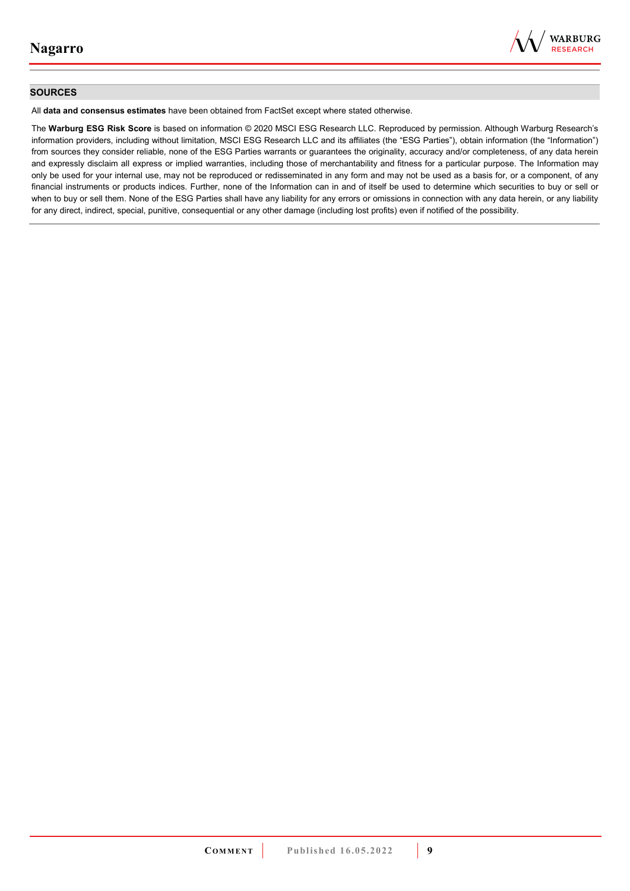## SOURCES

All **data and consensus estimates** have been obtained from FactSet except where stated otherwise.

The **Warburg ESG Risk Score** is based on information © 2020 MSCI ESG Research LLC. Reproduced by permission. Although Warburg Research's information providers, including without limitation, MSCI ESG Research LLC and its affiliates (the "ESG Parties"), obtain information (the "Information") from sources they consider reliable, none of the ESG Parties warrants or guarantees the originality, accuracy and/or completeness, of any data herein and expressly disclaim all express or implied warranties, including those of merchantability and fitness for a particular purpose. The Information may only be used for your internal use, may not be reproduced or redisseminated in any form and may not be used as a basis for, or a component, of any financial instruments or products indices. Further, none of the Information can in and of itself be used to determine which securities to buy or sell or when to buy or sell them. None of the ESG Parties shall have any liability for any errors or omissions in connection with any data herein, or any liability for any direct, indirect, special, punitive, consequential or any other damage (including lost profits) even if notified of the possibility.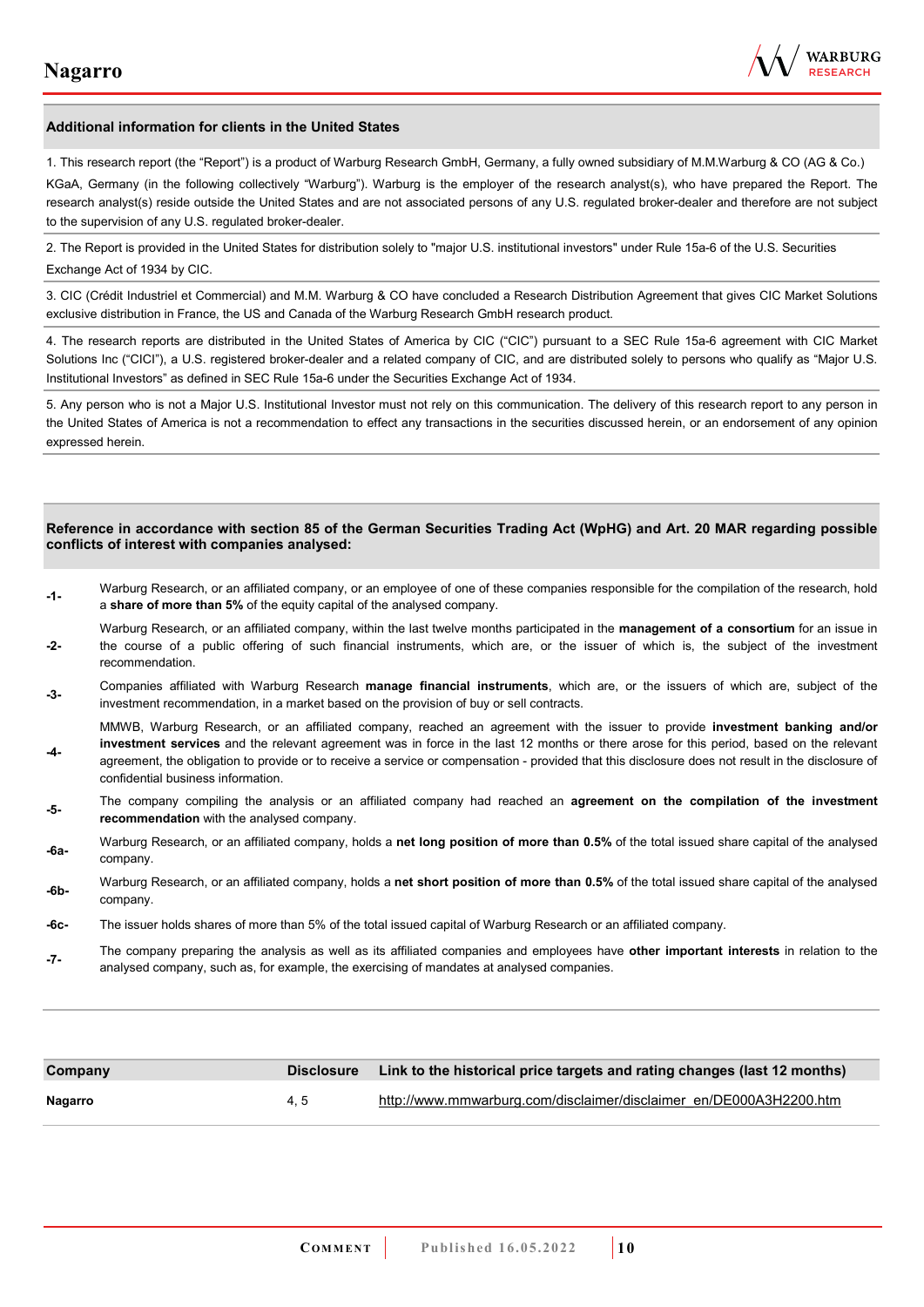**Additional information for clients in the United States**

1. This research report (the "Report") is a product of Warburg Research GmbH, Germany, a fully owned subsidiary of M.M.Warburg & CO (AG & Co.) KGaA, Germany (in the following collectively "Warburg"). Warburg is the employer of the research analyst(s), who have prepared the Report. The research analyst(s) reside outside the United States and are not associated persons of any U.S. regulated broker-dealer and therefore are not subject to the supervision of any U.S. regulated broker-dealer.

2. The Report is provided in the United States for distribution solely to "major U.S. institutional investors" under Rule 15a-6 of the U.S. Securities Exchange Act of 1934 by CIC.

3. CIC (Crédit Industriel et Commercial) and M.M. Warburg & CO have concluded a Research Distribution Agreement that gives CIC Market Solutions exclusive distribution in France, the US and Canada of the Warburg Research GmbH research product.

4. The research reports are distributed in the United States of America by CIC ("CIC") pursuant to a SEC Rule 15a-6 agreement with CIC Market Solutions Inc ("CICI"), a U.S. registered broker-dealer and a related company of CIC, and are distributed solely to persons who qualify as "Major U.S. Institutional Investors" as defined in SEC Rule 15a-6 under the Securities Exchange Act of 1934.

5. Any person who is not a Major U.S. Institutional Investor must not rely on this communication. The delivery of this research report to any person in the United States of America is not a recommendation to effect any transactions in the securities discussed herein, or an endorsement of any opinion expressed herein.

**Reference in accordance with section 85 of the German Securities Trading Act (WpHG) and Art. 20 MAR regarding possible conflicts of interest with companies analysed:**

| | |
|---|---|
| -1- | Warburg Research, or an affiliated company, or an employee of one of these companies responsible for the compilation of the research, hold a **share of more than 5%** of the equity capital of the analysed company. |
| -2- | Warburg Research, or an affiliated company, within the last twelve months participated in the **management of a consortium** for an issue in the course of a public offering of such financial instruments, which are, or the issuer of which is, the subject of the investment recommendation. |
| -3- | Companies affiliated with Warburg Research **manage financial instruments**, which are, or the issuers of which are, subject of the investment recommendation, in a market based on the provision of buy or sell contracts. |
| -4- | MMWB, Warburg Research, or an affiliated company, reached an agreement with the issuer to provide **investment banking and/or investment services** and the relevant agreement was in force in the last 12 months or there arose for this period, based on the relevant agreement, the obligation to provide or to receive a service or compensation - provided that this disclosure does not result in the disclosure of confidential business information. |
| -5- | The company compiling the analysis or an affiliated company had reached an **agreement on the compilation of the investment recommendation** with the analysed company. |
| -6a- | Warburg Research, or an affiliated company, holds a **net long position of more than 0.5%** of the total issued share capital of the analysed company. |
| -6b- | Warburg Research, or an affiliated company, holds a **net short position of more than 0.5%** of the total issued share capital of the analysed company. |
| -6c- | The issuer holds shares of more than 5% of the total issued capital of Warburg Research or an affiliated company. |
| -7- | The company preparing the analysis as well as its affiliated companies and employees have **other important interests** in relation to the analysed company, such as, for example, the exercising of mandates at analysed companies. |

| Company | Disclosure | Link to the historical price targets and rating changes (last 12 months) |
|---|---|---|
| **Nagarro** | 4, 5 | http://www.mmwarburg.com/disclaimer/disclaimer_en/DE000A3H2200.htm |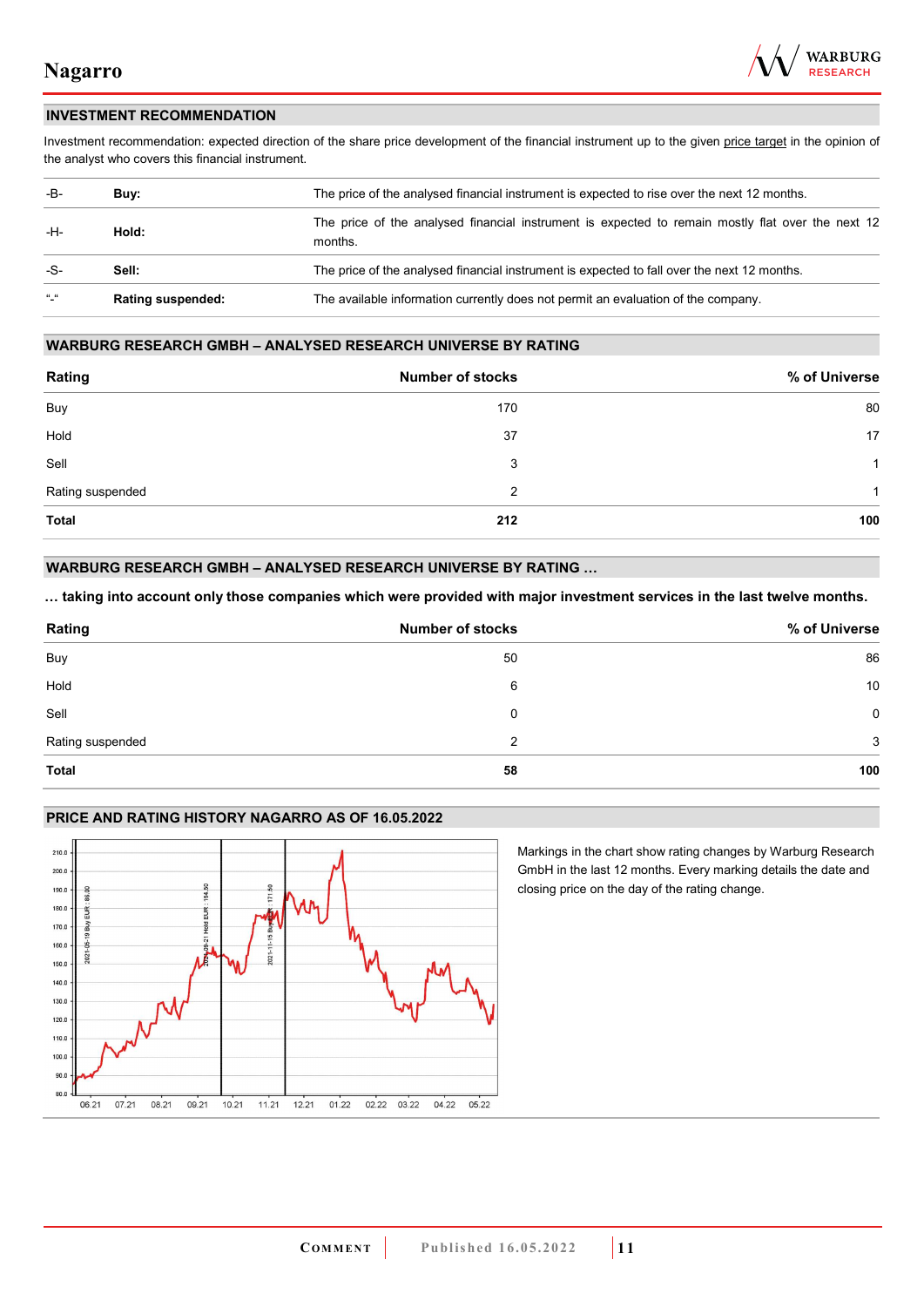## INVESTMENT RECOMMENDATION

Investment recommendation: expected direction of the share price development of the financial instrument up to the given price target in the opinion of the analyst who covers this financial instrument.

| | | |
|---|---|---|
| -B- | **Buy:** | The price of the analysed financial instrument is expected to rise over the next 12 months. |
| -H- | **Hold:** | The price of the analysed financial instrument is expected to remain mostly flat over the next 12 months. |
| -S- | **Sell:** | The price of the analysed financial instrument is expected to fall over the next 12 months. |
| "-" | **Rating suspended:** | The available information currently does not permit an evaluation of the company. |

## WARBURG RESEARCH GMBH – ANALYSED RESEARCH UNIVERSE BY RATING

| Rating | Number of stocks | % of Universe |
|---|---|---|
| Buy | 170 | 80 |
| Hold | 37 | 17 |
| Sell | 3 | 1 |
| Rating suspended | 2 | 1 |
| **Total** | **212** | **100** |

## WARBURG RESEARCH GMBH – ANALYSED RESEARCH UNIVERSE BY RATING …

**… taking into account only those companies which were provided with major investment services in the last twelve months.**

| Rating | Number of stocks | % of Universe |
|---|---|---|
| Buy | 50 | 86 |
| Hold | 6 | 10 |
| Sell | 0 | 0 |
| Rating suspended | 2 | 3 |
| **Total** | **58** | **100** |

## PRICE AND RATING HISTORY NAGARRO AS OF 16.05.2022

Markings in the chart show rating changes by Warburg Research GmbH in the last 12 months. Every marking details the date and closing price on the day of the rating change.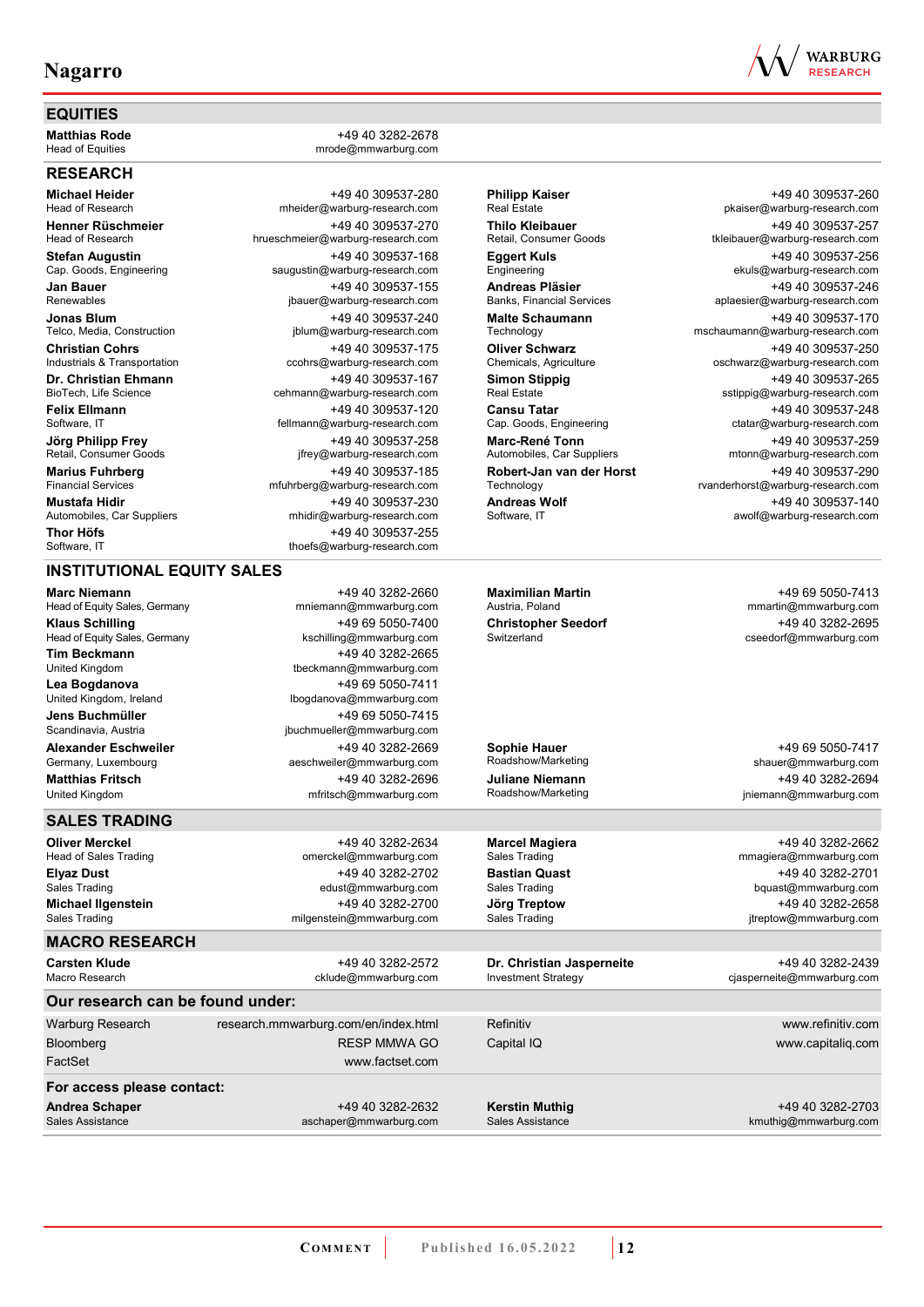## EQUITIES

**Matthias Rode** +49 40 3282-2678
Head of Equities mrode@mmwarburg.com

## RESEARCH

| | | | |
|---|---|---|---|
| **Michael Heider**<br>Head of Research | +49 40 309537-280<br>mheider@warburg-research.com | **Philipp Kaiser**<br>Real Estate | +49 40 309537-260<br>pkaiser@warburg-research.com |
| **Henner Rüschmeier**<br>Head of Research | +49 40 309537-270<br>hrueschmeier@warburg-research.com | **Thilo Kleibauer**<br>Retail, Consumer Goods | +49 40 309537-257<br>tkleibauer@warburg-research.com |
| **Stefan Augustin**<br>Cap. Goods, Engineering | +49 40 309537-168<br>saugustin@warburg-research.com | **Eggert Kuls**<br>Engineering | +49 40 309537-256<br>ekuls@warburg-research.com |
| **Jan Bauer**<br>Renewables | +49 40 309537-155<br>jbauer@warburg-research.com | **Andreas Pläsier**<br>Banks, Financial Services | +49 40 309537-246<br>aplaesier@warburg-research.com |
| **Jonas Blum**<br>Telco, Media, Construction | +49 40 309537-240<br>jblum@warburg-research.com | **Malte Schaumann**<br>Technology | +49 40 309537-170<br>mschaumann@warburg-research.com |
| **Christian Cohrs**<br>Industrials & Transportation | +49 40 309537-175<br>ccohrs@warburg-research.com | **Oliver Schwarz**<br>Chemicals, Agriculture | +49 40 309537-250<br>oschwarz@warburg-research.com |
| **Dr. Christian Ehmann**<br>BioTech, Life Science | +49 40 309537-167<br>cehmann@warburg-research.com | **Simon Stippig**<br>Real Estate | +49 40 309537-265<br>sstippig@warburg-research.com |
| **Felix Ellmann**<br>Software, IT | +49 40 309537-120<br>fellmann@warburg-research.com | **Cansu Tatar**<br>Cap. Goods, Engineering | +49 40 309537-248<br>ctatar@warburg-research.com |
| **Jörg Philipp Frey**<br>Retail, Consumer Goods | +49 40 309537-258<br>jfrey@warburg-research.com | **Marc-René Tonn**<br>Automobiles, Car Suppliers | +49 40 309537-259<br>mtonn@warburg-research.com |
| **Marius Fuhrberg**<br>Financial Services | +49 40 309537-185<br>mfuhrberg@warburg-research.com | **Robert-Jan van der Horst**<br>Technology | +49 40 309537-290<br>rvanderhorst@warburg-research.com |
| **Mustafa Hidir**<br>Automobiles, Car Suppliers | +49 40 309537-230<br>mhidir@warburg-research.com | **Andreas Wolf**<br>Software, IT | +49 40 309537-140<br>awolf@warburg-research.com |
| **Thor Höfs**<br>Software, IT | +49 40 309537-255<br>thoefs@warburg-research.com | | |

## INSTITUTIONAL EQUITY SALES

| | | | |
|---|---|---|---|
| **Marc Niemann**<br>Head of Equity Sales, Germany | +49 40 3282-2660<br>mniemann@mmwarburg.com | **Maximilian Martin**<br>Austria, Poland | +49 69 5050-7413<br>mmartin@mmwarburg.com |
| **Klaus Schilling**<br>Head of Equity Sales, Germany | +49 69 5050-7400<br>kschilling@mmwarburg.com | **Christopher Seedorf**<br>Switzerland | +49 40 3282-2695<br>cseedorf@mmwarburg.com |
| **Tim Beckmann**<br>United Kingdom | +49 40 3282-2665<br>tbeckmann@mmwarburg.com | | |
| **Lea Bogdanova**<br>United Kingdom, Ireland | +49 69 5050-7411<br>lbogdanova@mmwarburg.com | | |
| **Jens Buchmüller**<br>Scandinavia, Austria | +49 69 5050-7415<br>jbuchmueller@mmwarburg.com | | |
| **Alexander Eschweiler**<br>Germany, Luxembourg | +49 40 3282-2669<br>aeschweiler@mmwarburg.com | **Sophie Hauer**<br>Roadshow/Marketing | +49 69 5050-7417<br>shauer@mmwarburg.com |
| **Matthias Fritsch**<br>United Kingdom | +49 40 3282-2696<br>mfritsch@mmwarburg.com | **Juliane Niemann**<br>Roadshow/Marketing | +49 40 3282-2694<br>jniemann@mmwarburg.com |

## SALES TRADING

| | | | |
|---|---|---|---|
| **Oliver Merckel**<br>Head of Sales Trading | +49 40 3282-2634<br>omerckel@mmwarburg.com | **Marcel Magiera**<br>Sales Trading | +49 40 3282-2662<br>mmagiera@mmwarburg.com |
| **Elyaz Dust**<br>Sales Trading | +49 40 3282-2702<br>edust@mmwarburg.com | **Bastian Quast**<br>Sales Trading | +49 40 3282-2701<br>bquast@mmwarburg.com |
| **Michael Ilgenstein**<br>Sales Trading | +49 40 3282-2700<br>milgenstein@mmwarburg.com | **Jörg Treptow**<br>Sales Trading | +49 40 3282-2658<br>jtreptow@mmwarburg.com |

## MACRO RESEARCH

| | | | |
|---|---|---|---|
| **Carsten Klude**<br>Macro Research | +49 40 3282-2572<br>cklude@mmwarburg.com | **Dr. Christian Jasperneite**<br>Investment Strategy | +49 40 3282-2439<br>cjasperneite@mmwarburg.com |

## Our research can be found under:

| | | | |
|---|---|---|---|
| Warburg Research | research.mmwarburg.com/en/index.html | Refinitiv | www.refinitiv.com |
| Bloomberg | RESP MMWA GO | Capital IQ | www.capitaliq.com |
| FactSet | www.factset.com | | |

## For access please contact:

| | | | |
|---|---|---|---|
| **Andrea Schaper**<br>Sales Assistance | +49 40 3282-2632<br>aschaper@mmwarburg.com | **Kerstin Muthig**<br>Sales Assistance | +49 40 3282-2703<br>kmuthig@mmwarburg.com |